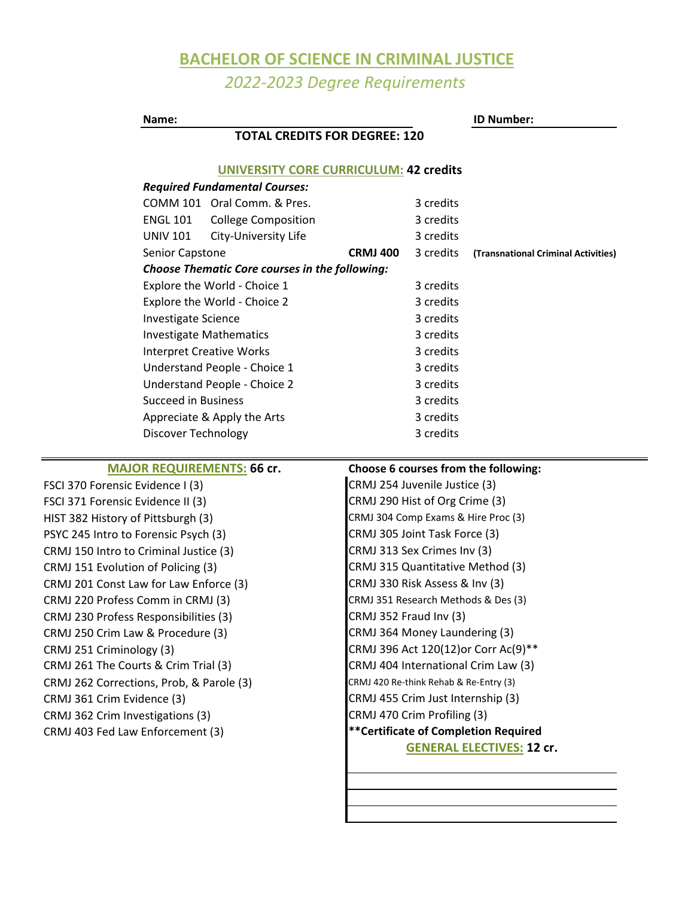# BACHELOR OF SCIENCE IN CRIMINAL JUSTICE

## *2022-2023 Degree Requirements*

**Name:** ______________________ **ID Number:** ______________

**TOTAL CREDITS FOR DEGREE: 120**

### UNIVERSITY CORE CURRICULUM: 42 credits

***Required Fundamental Courses:***

| Course | | | Credits | |
|---|---|---|---|---|
| COMM 101 | Oral Comm. & Pres. | | 3 credits | |
| ENGL 101 | College Composition | | 3 credits | |
| UNIV 101 | City-University Life | | 3 credits | |
| Senior Capstone | | **CRMJ 400** | 3 credits | **(Transnational Criminal Activities)** |

***Choose Thematic Core courses in the following:***

| Course | Credits |
|---|---|
| Explore the World - Choice 1 | 3 credits |
| Explore the World - Choice 2 | 3 credits |
| Investigate Science | 3 credits |
| Investigate Mathematics | 3 credits |
| Interpret Creative Works | 3 credits |
| Understand People - Choice 1 | 3 credits |
| Understand People - Choice 2 | 3 credits |
| Succeed in Business | 3 credits |
| Appreciate & Apply the Arts | 3 credits |
| Discover Technology | 3 credits |

### MAJOR REQUIREMENTS: 66 cr.

- FSCI 370 Forensic Evidence I (3)
- FSCI 371 Forensic Evidence II (3)
- HIST 382 History of Pittsburgh (3)
- PSYC 245 Intro to Forensic Psych (3)
- CRMJ 150 Intro to Criminal Justice (3)
- CRMJ 151 Evolution of Policing (3)
- CRMJ 201 Const Law for Law Enforce (3)
- CRMJ 220 Profess Comm in CRMJ (3)
- CRMJ 230 Profess Responsibilities (3)
- CRMJ 250 Crim Law & Procedure (3)
- CRMJ 251 Criminology (3)
- CRMJ 261 The Courts & Crim Trial (3)
- CRMJ 262 Corrections, Prob, & Parole (3)
- CRMJ 361 Crim Evidence (3)
- CRMJ 362 Crim Investigations (3)
- CRMJ 403 Fed Law Enforcement (3)

**Choose 6 courses from the following:**

- CRMJ 254 Juvenile Justice (3)
- CRMJ 290 Hist of Org Crime (3)
- CRMJ 304 Comp Exams & Hire Proc (3)
- CRMJ 305 Joint Task Force (3)
- CRMJ 313 Sex Crimes Inv (3)
- CRMJ 315 Quantitative Method (3)
- CRMJ 330 Risk Assess & Inv (3)
- CRMJ 351 Research Methods & Des (3)
- CRMJ 352 Fraud Inv (3)
- CRMJ 364 Money Laundering (3)
- CRMJ 396 Act 120(12)or Corr Ac(9)**
- CRMJ 404 International Crim Law (3)
- CRMJ 420 Re-think Rehab & Re-Entry (3)
- CRMJ 455 Crim Just Internship (3)
- CRMJ 470 Crim Profiling (3)

****Certificate of Completion Required**

### GENERAL ELECTIVES: 12 cr.

______________________

______________________

______________________

______________________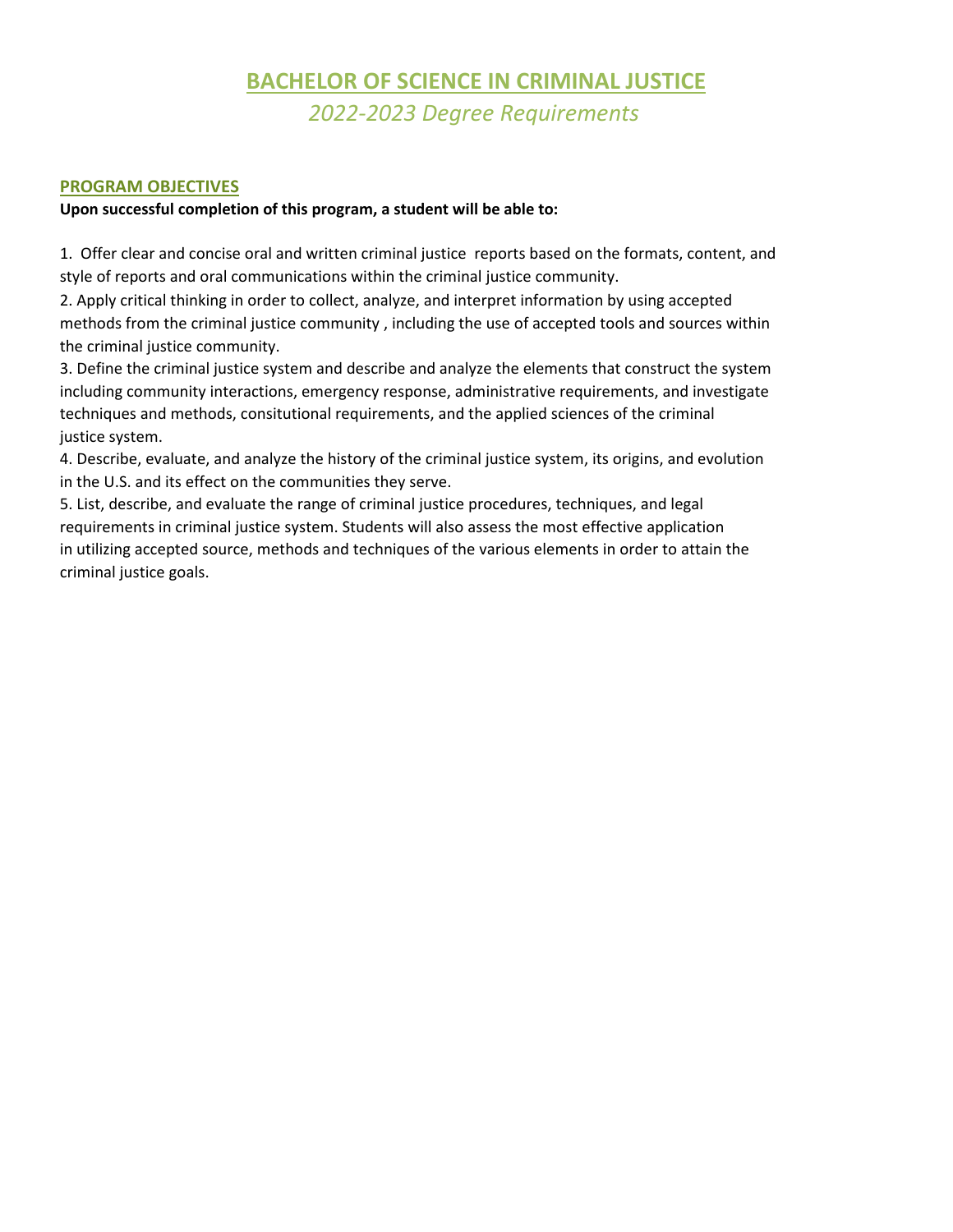# BACHELOR OF SCIENCE IN CRIMINAL JUSTICE

*2022-2023 Degree Requirements*

## PROGRAM OBJECTIVES

**Upon successful completion of this program, a student will be able to:**

1. Offer clear and concise oral and written criminal justice reports based on the formats, content, and style of reports and oral communications within the criminal justice community.
2. Apply critical thinking in order to collect, analyze, and interpret information by using accepted methods from the criminal justice community , including the use of accepted tools and sources within the criminal justice community.
3. Define the criminal justice system and describe and analyze the elements that construct the system including community interactions, emergency response, administrative requirements, and investigate techniques and methods, consitutional requirements, and the applied sciences of the criminal justice system.
4. Describe, evaluate, and analyze the history of the criminal justice system, its origins, and evolution in the U.S. and its effect on the communities they serve.
5. List, describe, and evaluate the range of criminal justice procedures, techniques, and legal requirements in criminal justice system. Students will also assess the most effective application in utilizing accepted source, methods and techniques of the various elements in order to attain the criminal justice goals.